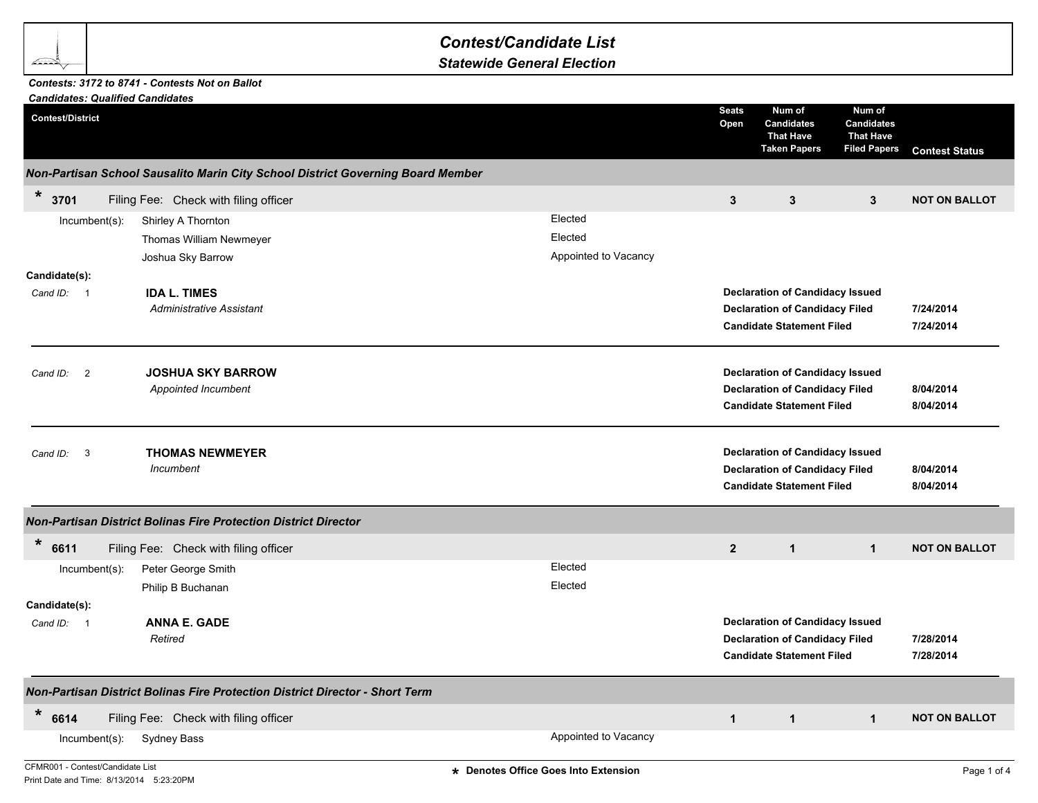# Contest/Candidate List

## Statewide General Election

***Contests: 3172 to 8741 - Contests Not on Ballot***
***Candidates: Qualified Candidates***

| Contest/District | Seats Open | Num of Candidates That Have Taken Papers | Num of Candidates That Have Filed Papers | Contest Status |
|---|---|---|---|---|

### *Non-Partisan School Sausalito Marin City School District Governing Board Member*

| * 3701 Filing Fee: Check with filing officer | Seats Open | Taken Papers | Filed Papers | Contest Status |
|---|---|---|---|---|
| | 3 | 3 | 3 | NOT ON BALLOT |

**Incumbent(s):**

| Name | Status |
|---|---|
| Shirley A Thornton | Elected |
| Thomas William Newmeyer | Elected |
| Joshua Sky Barrow | Appointed to Vacancy |

**Candidate(s):**

*Cand ID:* 1 — **IDA L. TIMES**
*Administrative Assistant*

| | |
|---|---|
| **Declaration of Candidacy Issued** | |
| **Declaration of Candidacy Filed** | 7/24/2014 |
| **Candidate Statement Filed** | 7/24/2014 |

*Cand ID:* 2 — **JOSHUA SKY BARROW**
*Appointed Incumbent*

| | |
|---|---|
| **Declaration of Candidacy Issued** | |
| **Declaration of Candidacy Filed** | 8/04/2014 |
| **Candidate Statement Filed** | 8/04/2014 |

*Cand ID:* 3 — **THOMAS NEWMEYER**
*Incumbent*

| | |
|---|---|
| **Declaration of Candidacy Issued** | |
| **Declaration of Candidacy Filed** | 8/04/2014 |
| **Candidate Statement Filed** | 8/04/2014 |

### *Non-Partisan District Bolinas Fire Protection District Director*

| * 6611 Filing Fee: Check with filing officer | Seats Open | Taken Papers | Filed Papers | Contest Status |
|---|---|---|---|---|
| | 2 | 1 | 1 | NOT ON BALLOT |

**Incumbent(s):**

| Name | Status |
|---|---|
| Peter George Smith | Elected |
| Philip B Buchanan | Elected |

**Candidate(s):**

*Cand ID:* 1 — **ANNA E. GADE**
*Retired*

| | |
|---|---|
| **Declaration of Candidacy Issued** | |
| **Declaration of Candidacy Filed** | 7/28/2014 |
| **Candidate Statement Filed** | 7/28/2014 |

### *Non-Partisan District Bolinas Fire Protection District Director - Short Term*

| * 6614 Filing Fee: Check with filing officer | Seats Open | Taken Papers | Filed Papers | Contest Status |
|---|---|---|---|---|
| | 1 | 1 | 1 | NOT ON BALLOT |

**Incumbent(s):**

| Name | Status |
|---|---|
| Sydney Bass | Appointed to Vacancy |

CFMR001 - Contest/Candidate List
Print Date and Time: 8/13/2014 5:23:20PM

\* Denotes Office Goes Into Extension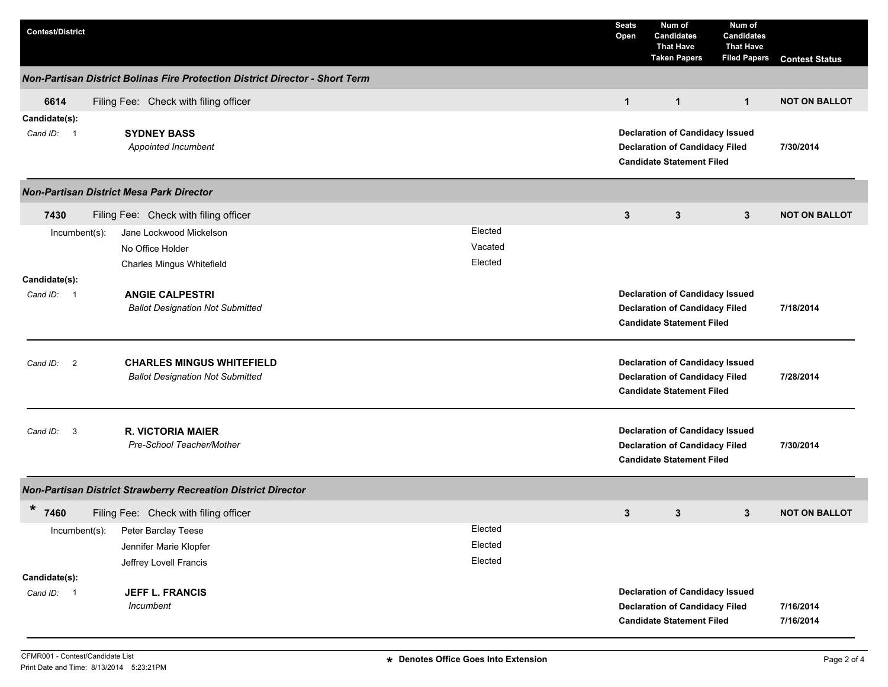| Contest/District | Seats Open | Num of Candidates That Have Taken Papers | Num of Candidates That Have Filed Papers | Contest Status |
|---|---|---|---|---|

### *Non-Partisan District Bolinas Fire Protection District Director - Short Term*

| | | | | |
|---|---|---|---|---|
| **6614** Filing Fee: Check with filing officer | **1** | **1** | **1** | **NOT ON BALLOT** |

**Candidate(s):**

| Cand ID | Candidate | Status | Date |
|---|---|---|---|
| 1 | **SYDNEY BASS**<br>*Appointed Incumbent* | **Declaration of Candidacy Issued**<br>**Declaration of Candidacy Filed**<br>**Candidate Statement Filed** | <br>**7/30/2014**<br> |

### *Non-Partisan District Mesa Park Director*

| | | | | |
|---|---|---|---|---|
| **7430** Filing Fee: Check with filing officer | **3** | **3** | **3** | **NOT ON BALLOT** |

**Incumbent(s):**

| Incumbent | Status |
|---|---|
| Jane Lockwood Mickelson | Elected |
| No Office Holder | Vacated |
| Charles Mingus Whitefield | Elected |

**Candidate(s):**

| Cand ID | Candidate | Status | Date |
|---|---|---|---|
| 1 | **ANGIE CALPESTRI**<br>*Ballot Designation Not Submitted* | **Declaration of Candidacy Issued**<br>**Declaration of Candidacy Filed**<br>**Candidate Statement Filed** | <br>**7/18/2014**<br> |
| 2 | **CHARLES MINGUS WHITEFIELD**<br>*Ballot Designation Not Submitted* | **Declaration of Candidacy Issued**<br>**Declaration of Candidacy Filed**<br>**Candidate Statement Filed** | <br>**7/28/2014**<br> |
| 3 | **R. VICTORIA MAIER**<br>*Pre-School Teacher/Mother* | **Declaration of Candidacy Issued**<br>**Declaration of Candidacy Filed**<br>**Candidate Statement Filed** | <br>**7/30/2014**<br> |

### *Non-Partisan District Strawberry Recreation District Director*

| | | | | |
|---|---|---|---|---|
| * **7460** Filing Fee: Check with filing officer | **3** | **3** | **3** | **NOT ON BALLOT** |

**Incumbent(s):**

| Incumbent | Status |
|---|---|
| Peter Barclay Teese | Elected |
| Jennifer Marie Klopfer | Elected |
| Jeffrey Lovell Francis | Elected |

**Candidate(s):**

| Cand ID | Candidate | Status | Date |
|---|---|---|---|
| 1 | **JEFF L. FRANCIS**<br>*Incumbent* | **Declaration of Candidacy Issued**<br>**Declaration of Candidacy Filed**<br>**Candidate Statement Filed** | <br>**7/16/2014**<br>**7/16/2014** |

CFMR001 - Contest/Candidate List
Print Date and Time: 8/13/2014 5:23:21PM

**\* Denotes Office Goes Into Extension**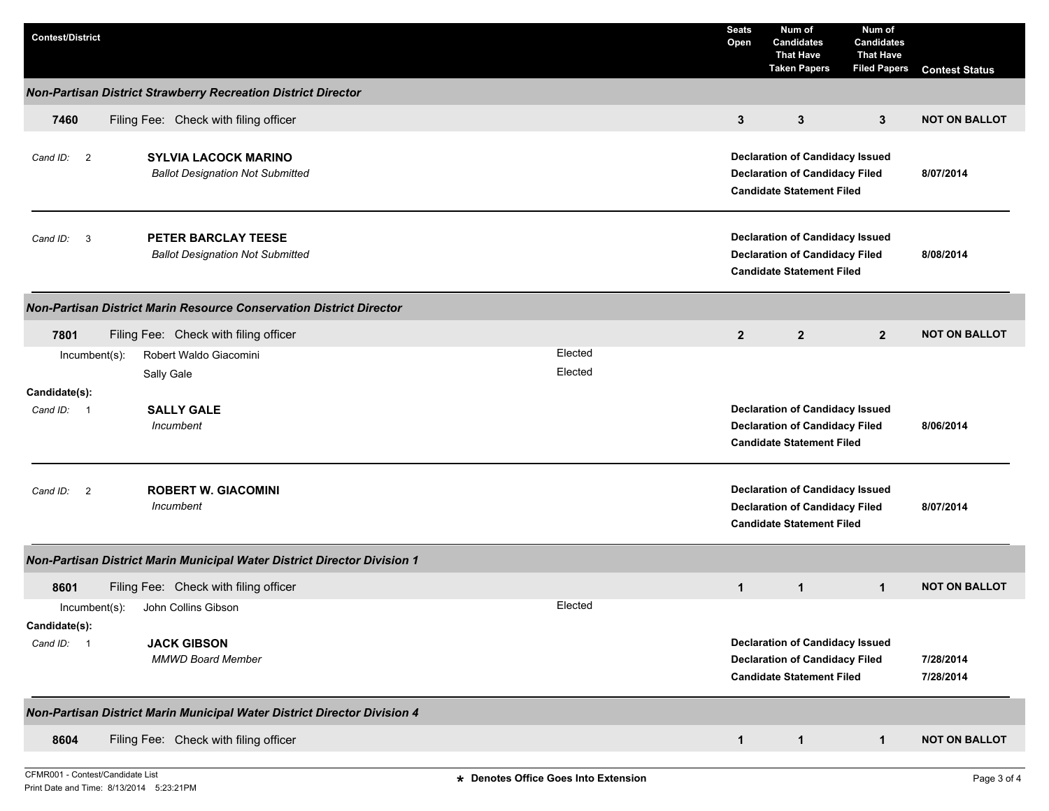| Contest/District | | Seats Open | Num of Candidates That Have Taken Papers | Num of Candidates That Have Filed Papers | Contest Status |
|---|---|---|---|---|---|

### *Non-Partisan District Strawberry Recreation District Director*

| | | | | | |
|---|---|---|---|---|---|
| **7460** | Filing Fee: Check with filing officer | **3** | **3** | **3** | **NOT ON BALLOT** |

*Cand ID:* 2 — **SYLVIA LACOCK MARINO**
*Ballot Designation Not Submitted*

**Declaration of Candidacy Issued**
**Declaration of Candidacy Filed** — **8/07/2014**
**Candidate Statement Filed**

---

*Cand ID:* 3 — **PETER BARCLAY TEESE**
*Ballot Designation Not Submitted*

**Declaration of Candidacy Issued**
**Declaration of Candidacy Filed** — **8/08/2014**
**Candidate Statement Filed**

---

### *Non-Partisan District Marin Resource Conservation District Director*

| | | | | | |
|---|---|---|---|---|---|
| **7801** | Filing Fee: Check with filing officer | **2** | **2** | **2** | **NOT ON BALLOT** |

Incumbent(s):
- Robert Waldo Giacomini — Elected
- Sally Gale — Elected

**Candidate(s):**

*Cand ID:* 1 — **SALLY GALE**
*Incumbent*

**Declaration of Candidacy Issued**
**Declaration of Candidacy Filed** — **8/06/2014**
**Candidate Statement Filed**

---

*Cand ID:* 2 — **ROBERT W. GIACOMINI**
*Incumbent*

**Declaration of Candidacy Issued**
**Declaration of Candidacy Filed** — **8/07/2014**
**Candidate Statement Filed**

---

### *Non-Partisan District Marin Municipal Water District Director Division 1*

| | | | | | |
|---|---|---|---|---|---|
| **8601** | Filing Fee: Check with filing officer | **1** | **1** | **1** | **NOT ON BALLOT** |

Incumbent(s):
- John Collins Gibson — Elected

**Candidate(s):**

*Cand ID:* 1 — **JACK GIBSON**
*MMWD Board Member*

**Declaration of Candidacy Issued**
**Declaration of Candidacy Filed** — **7/28/2014**
**Candidate Statement Filed** — **7/28/2014**

---

### *Non-Partisan District Marin Municipal Water District Director Division 4*

| | | | | | |
|---|---|---|---|---|---|
| **8604** | Filing Fee: Check with filing officer | **1** | **1** | **1** | **NOT ON BALLOT** |

CFMR001 - Contest/Candidate List
Print Date and Time: 8/13/2014 5:23:21PM

**\* Denotes Office Goes Into Extension**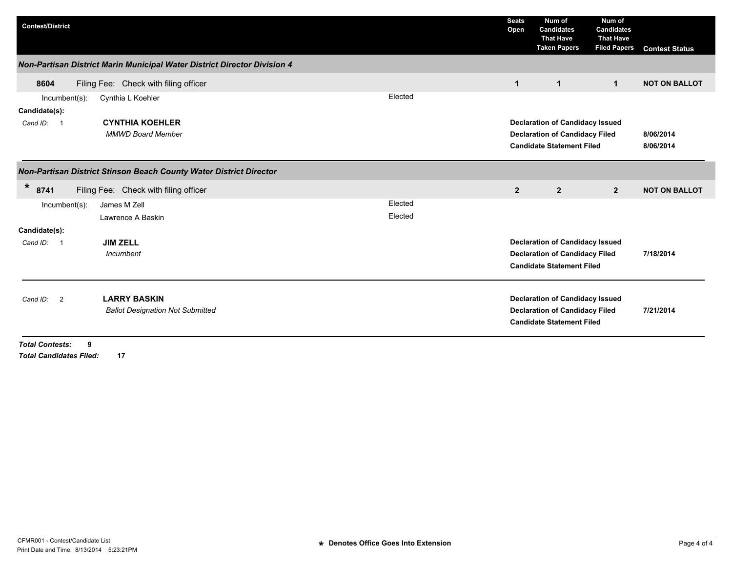| Contest/District | | | Seats Open | Num of Candidates That Have Taken Papers | Num of Candidates That Have Filed Papers | Contest Status |
|---|---|---|---|---|---|---|

***Non-Partisan District Marin Municipal Water District Director Division 4***

| | | | | | | |
|---|---|---|---|---|---|---|
| **8604** | Filing Fee: Check with filing officer | | **1** | **1** | **1** | **NOT ON BALLOT** |
| Incumbent(s): | Cynthia L Koehler | Elected | | | | |

**Candidate(s):**

| | | | |
|---|---|---|---|
| *Cand ID:* 1 | **CYNTHIA KOEHLER** *MMWD Board Member* | **Declaration of Candidacy Issued** | |
| | | **Declaration of Candidacy Filed** | **8/06/2014** |
| | | **Candidate Statement Filed** | **8/06/2014** |

***Non-Partisan District Stinson Beach County Water District Director***

| | | | | | | |
|---|---|---|---|---|---|---|
| * **8741** | Filing Fee: Check with filing officer | | **2** | **2** | **2** | **NOT ON BALLOT** |
| Incumbent(s): | James M Zell | Elected | | | | |
| | Lawrence A Baskin | Elected | | | | |

**Candidate(s):**

| | | | |
|---|---|---|---|
| *Cand ID:* 1 | **JIM ZELL** *Incumbent* | **Declaration of Candidacy Issued** | |
| | | **Declaration of Candidacy Filed** | **7/18/2014** |
| | | **Candidate Statement Filed** | |
| *Cand ID:* 2 | **LARRY BASKIN** *Ballot Designation Not Submitted* | **Declaration of Candidacy Issued** | |
| | | **Declaration of Candidacy Filed** | **7/21/2014** |
| | | **Candidate Statement Filed** | |

***Total Contests:*** **9**

***Total Candidates Filed:*** **17**

CFMR001 - Contest/Candidate List
Print Date and Time: 8/13/2014 5:23:21PM

**\* Denotes Office Goes Into Extension**